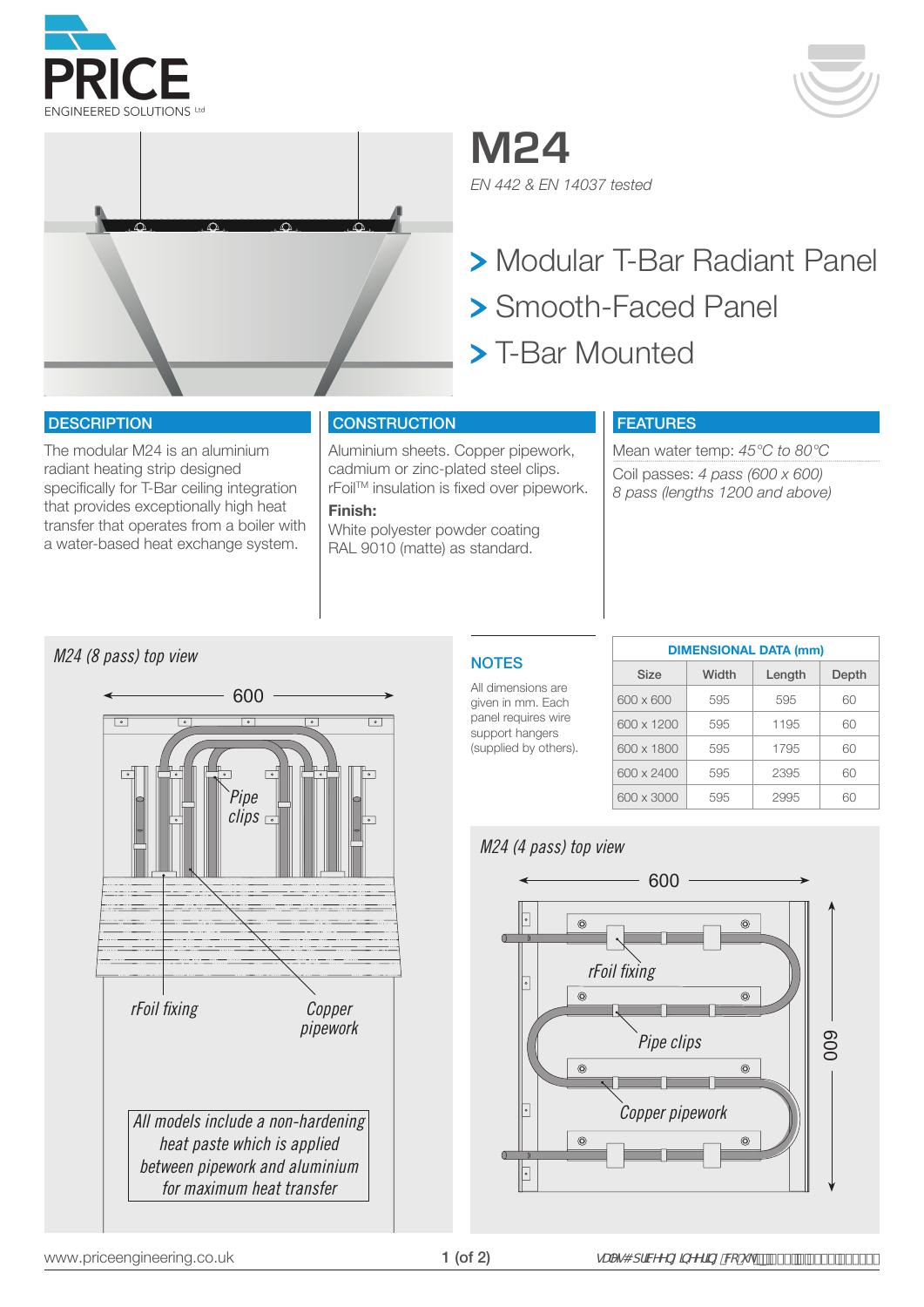# M24

*EN 442 & EN 14037 tested*

> Modular T-Bar Radiant Panel
> Smooth-Faced Panel
> T-Bar Mounted

## DESCRIPTION

The modular M24 is an aluminium radiant heating strip designed specifically for T-Bar ceiling integration that provides exceptionally high heat transfer that operates from a boiler with a water-based heat exchange system.

## CONSTRUCTION

Aluminium sheets. Copper pipework, cadmium or zinc-plated steel clips. rFoil[TM] insulation is fixed over pipework.

**Finish:**
White polyester powder coating RAL 9010 (matte) as standard.

## FEATURES

Mean water temp: *45°C to 80°C*

Coil passes: *4 pass (600 x 600)*
*8 pass (lengths 1200 and above)*

*M24 (8 pass) top view*

600

Pipe clips

rFoil fixing

Copper pipework

*All models include a non-hardening heat paste which is applied between pipework and aluminium for maximum heat transfer*

## NOTES

All dimensions are given in mm. Each panel requires wire support hangers (supplied by others).

| DIMENSIONAL DATA (mm) | | | |
|---|---|---|---|
| Size | Width | Length | Depth |
| 600 x 600 | 595 | 595 | 60 |
| 600 x 1200 | 595 | 1195 | 60 |
| 600 x 1800 | 595 | 1795 | 60 |
| 600 x 2400 | 595 | 2395 | 60 |
| 600 x 3000 | 595 | 2995 | 60 |

*M24 (4 pass) top view*

600

600

rFoil fixing

Pipe clips

Copper pipework

www.priceengineering.co.uk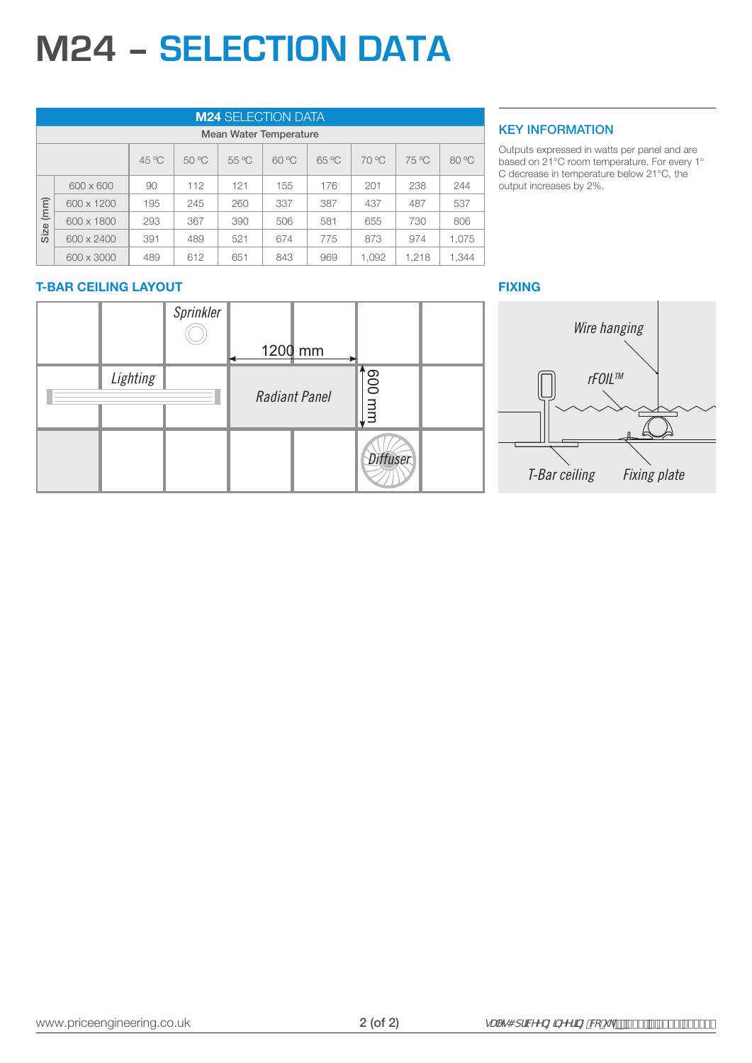# M24 – SELECTION DATA

| **M24** SELECTION DATA | | | | | | | | | |
|---|---|---|---|---|---|---|---|---|---|
| | | Mean Water Temperature | | | | | | | |
| | | 45 °C | 50 °C | 55 °C | 60 °C | 65 °C | 70 °C | 75 °C | 80 °C |
| Size (mm) | 600 x 600 | 90 | 112 | 121 | 155 | 176 | 201 | 238 | 244 |
| | 600 x 1200 | 195 | 245 | 260 | 337 | 387 | 437 | 487 | 537 |
| | 600 x 1800 | 293 | 367 | 390 | 506 | 581 | 655 | 730 | 806 |
| | 600 x 2400 | 391 | 489 | 521 | 674 | 775 | 873 | 974 | 1,075 |
| | 600 x 3000 | 489 | 612 | 651 | 843 | 969 | 1,092 | 1,218 | 1,344 |

### KEY INFORMATION

Outputs expressed in watts per panel and are based on 21°C room temperature. For every 1° C decrease in temperature below 21°C, the output increases by 2%.

### T-BAR CEILING LAYOUT

Sprinkler
1200 mm
Lighting
Radiant Panel
600 mm
Diffuser

### FIXING

Wire hanging
rFOIL™
T-Bar ceiling
Fixing plate

www.priceengineering.co.uk